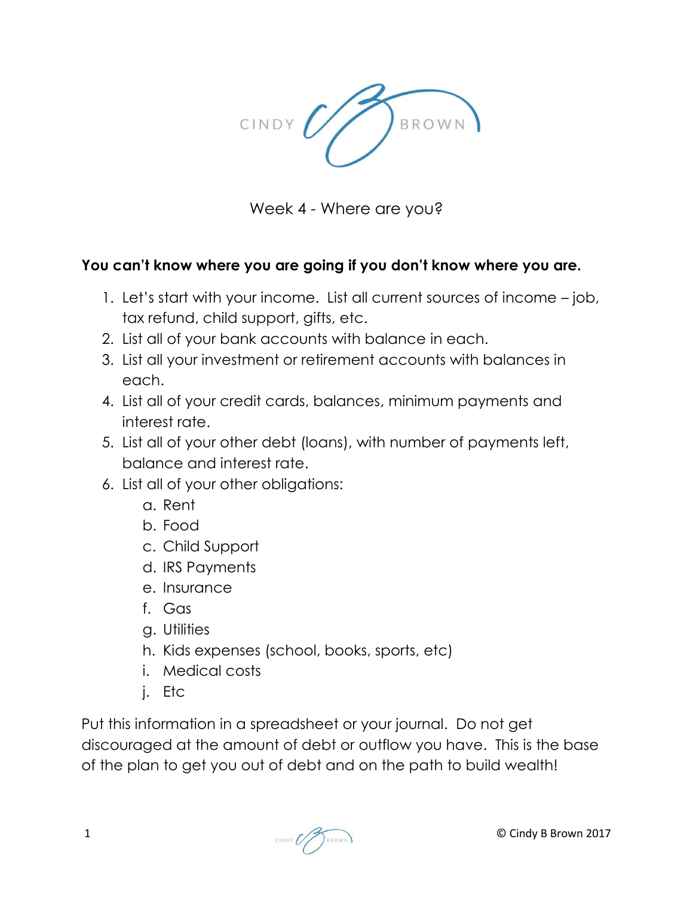CINDY BROWN

# Week 4 - Where are you?

**You can't know where you are going if you don't know where you are.**

1. Let's start with your income. List all current sources of income – job, tax refund, child support, gifts, etc.
2. List all of your bank accounts with balance in each.
3. List all your investment or retirement accounts with balances in each.
4. List all of your credit cards, balances, minimum payments and interest rate.
5. List all of your other debt (loans), with number of payments left, balance and interest rate.
6. List all of your other obligations:
   a. Rent
   b. Food
   c. Child Support
   d. IRS Payments
   e. Insurance
   f. Gas
   g. Utilities
   h. Kids expenses (school, books, sports, etc)
   i. Medical costs
   j. Etc

Put this information in a spreadsheet or your journal. Do not get discouraged at the amount of debt or outflow you have. This is the base of the plan to get you out of debt and on the path to build wealth!

© Cindy B Brown 2017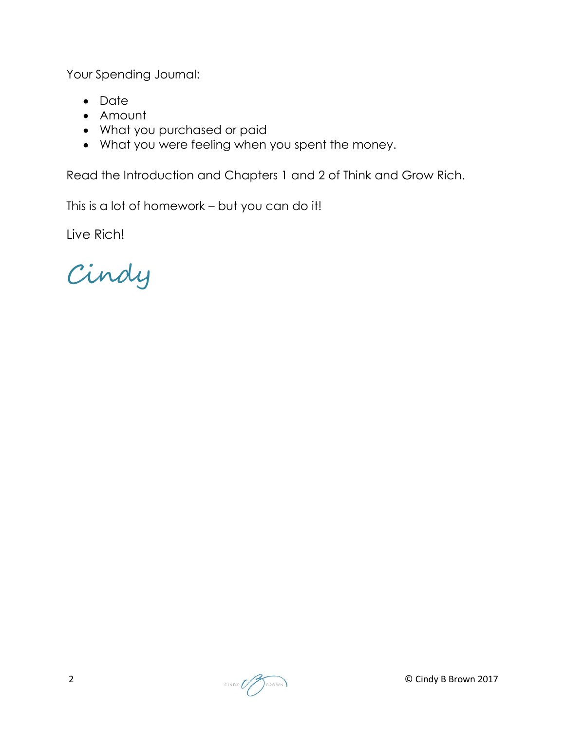Your Spending Journal:

- Date
- Amount
- What you purchased or paid
- What you were feeling when you spent the money.

Read the Introduction and Chapters 1 and 2 of Think and Grow Rich.

This is a lot of homework – but you can do it!

Live Rich!

Cindy